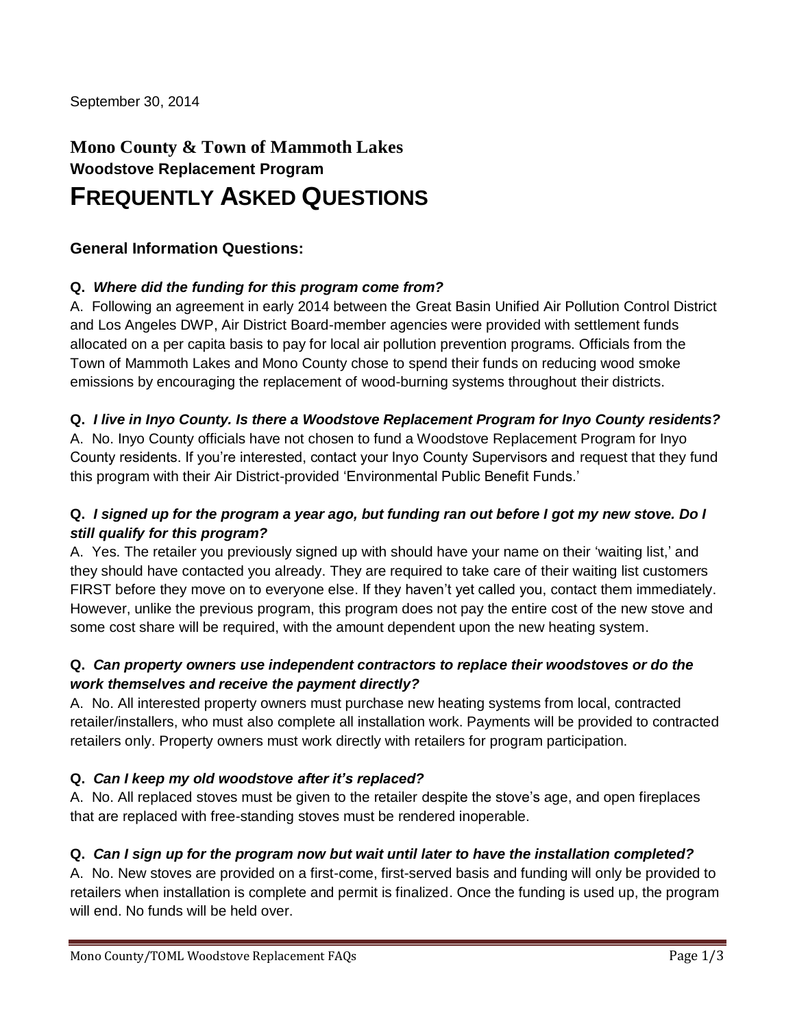September 30, 2014

# Mono County & Town of Mammoth Lakes

## Woodstove Replacement Program

# FREQUENTLY ASKED QUESTIONS

### General Information Questions:

**Q.** ***Where did the funding for this program come from?***

A. Following an agreement in early 2014 between the Great Basin Unified Air Pollution Control District and Los Angeles DWP, Air District Board-member agencies were provided with settlement funds allocated on a per capita basis to pay for local air pollution prevention programs. Officials from the Town of Mammoth Lakes and Mono County chose to spend their funds on reducing wood smoke emissions by encouraging the replacement of wood-burning systems throughout their districts.

**Q.** ***I live in Inyo County. Is there a Woodstove Replacement Program for Inyo County residents?***

A. No. Inyo County officials have not chosen to fund a Woodstove Replacement Program for Inyo County residents. If you're interested, contact your Inyo County Supervisors and request that they fund this program with their Air District-provided 'Environmental Public Benefit Funds.'

**Q.** ***I signed up for the program a year ago, but funding ran out before I got my new stove. Do I still qualify for this program?***

A. Yes. The retailer you previously signed up with should have your name on their 'waiting list,' and they should have contacted you already. They are required to take care of their waiting list customers FIRST before they move on to everyone else. If they haven't yet called you, contact them immediately. However, unlike the previous program, this program does not pay the entire cost of the new stove and some cost share will be required, with the amount dependent upon the new heating system.

**Q.** ***Can property owners use independent contractors to replace their woodstoves or do the work themselves and receive the payment directly?***

A. No. All interested property owners must purchase new heating systems from local, contracted retailer/installers, who must also complete all installation work. Payments will be provided to contracted retailers only. Property owners must work directly with retailers for program participation.

**Q.** ***Can I keep my old woodstove after it's replaced?***

A. No. All replaced stoves must be given to the retailer despite the stove's age, and open fireplaces that are replaced with free-standing stoves must be rendered inoperable.

**Q.** ***Can I sign up for the program now but wait until later to have the installation completed?***

A. No. New stoves are provided on a first-come, first-served basis and funding will only be provided to retailers when installation is complete and permit is finalized. Once the funding is used up, the program will end. No funds will be held over.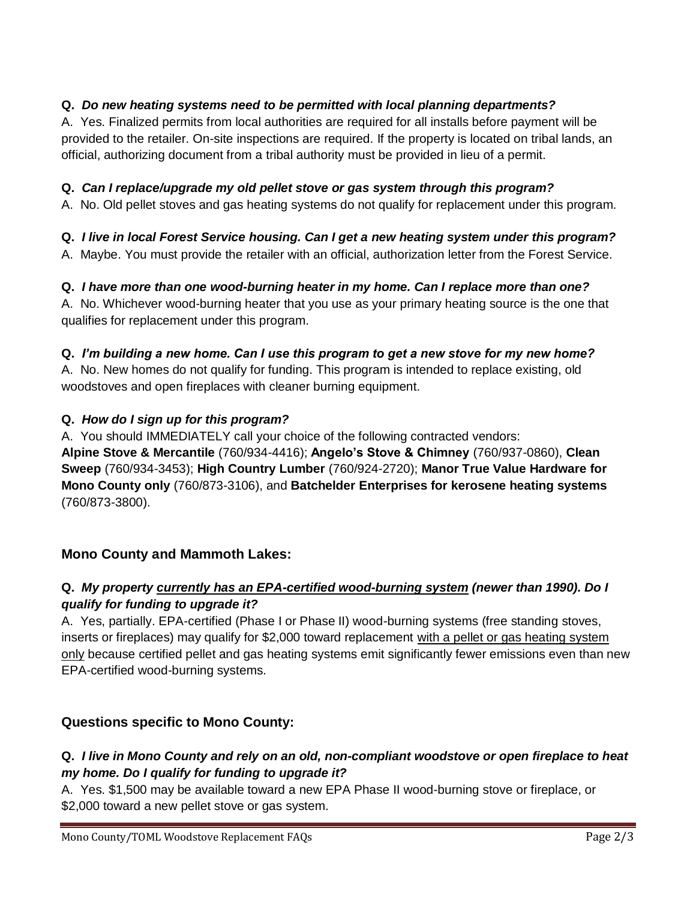**Q.** ***Do new heating systems need to be permitted with local planning departments?***

A. Yes. Finalized permits from local authorities are required for all installs before payment will be provided to the retailer. On-site inspections are required. If the property is located on tribal lands, an official, authorizing document from a tribal authority must be provided in lieu of a permit.

**Q.** ***Can I replace/upgrade my old pellet stove or gas system through this program?***

A. No. Old pellet stoves and gas heating systems do not qualify for replacement under this program.

**Q.** ***I live in local Forest Service housing. Can I get a new heating system under this program?***

A. Maybe. You must provide the retailer with an official, authorization letter from the Forest Service.

**Q.** ***I have more than one wood-burning heater in my home. Can I replace more than one?***

A. No. Whichever wood-burning heater that you use as your primary heating source is the one that qualifies for replacement under this program.

**Q.** ***I'm building a new home. Can I use this program to get a new stove for my new home?***

A. No. New homes do not qualify for funding. This program is intended to replace existing, old woodstoves and open fireplaces with cleaner burning equipment.

**Q.** ***How do I sign up for this program?***

A. You should IMMEDIATELY call your choice of the following contracted vendors: **Alpine Stove & Mercantile** (760/934-4416); **Angelo's Stove & Chimney** (760/937-0860), **Clean Sweep** (760/934-3453); **High Country Lumber** (760/924-2720); **Manor True Value Hardware for Mono County only** (760/873-3106), and **Batchelder Enterprises for kerosene heating systems** (760/873-3800).

## Mono County and Mammoth Lakes:

**Q.** ***My property <u>currently has an EPA-certified wood-burning system</u> (newer than 1990). Do I qualify for funding to upgrade it?***

A. Yes, partially. EPA-certified (Phase I or Phase II) wood-burning systems (free standing stoves, inserts or fireplaces) may qualify for $2,000 toward replacement <u>with a pellet or gas heating system only</u> because certified pellet and gas heating systems emit significantly fewer emissions even than new EPA-certified wood-burning systems.

## Questions specific to Mono County:

**Q.** ***I live in Mono County and rely on an old, non-compliant woodstove or open fireplace to heat my home. Do I qualify for funding to upgrade it?***

A. Yes. $1,500 may be available toward a new EPA Phase II wood-burning stove or fireplace, or $2,000 toward a new pellet stove or gas system.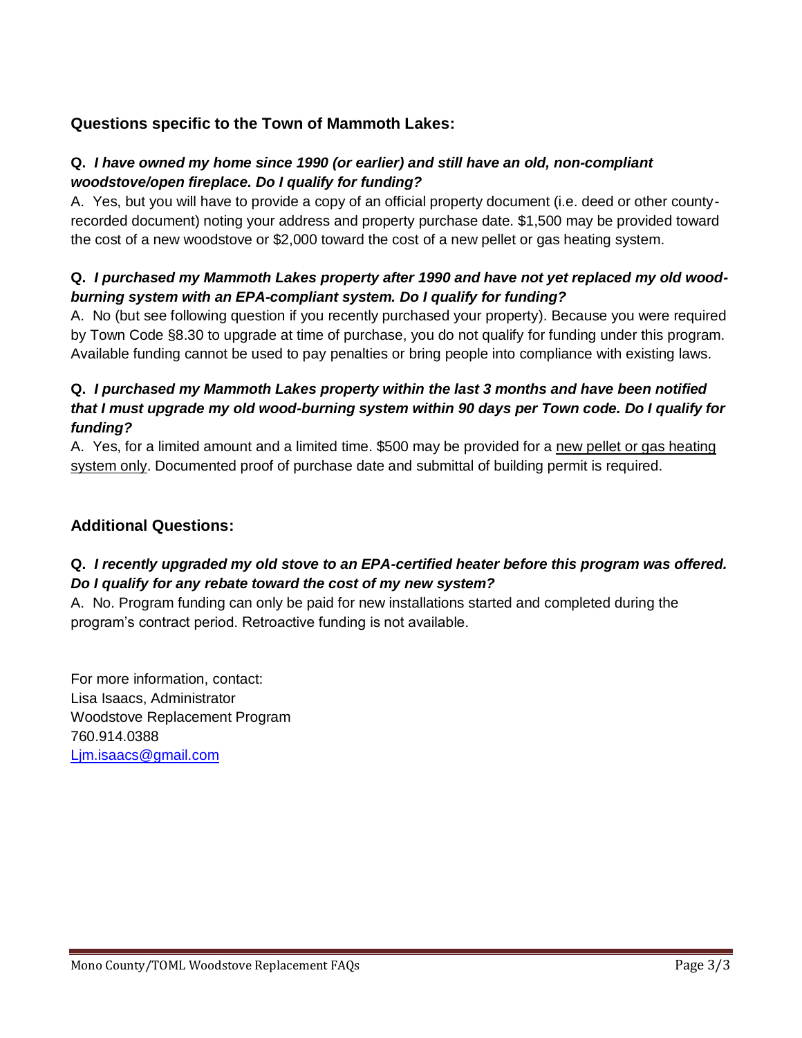## Questions specific to the Town of Mammoth Lakes:

**Q.** ***I have owned my home since 1990 (or earlier) and still have an old, non-compliant woodstove/open fireplace. Do I qualify for funding?***

A. Yes, but you will have to provide a copy of an official property document (i.e. deed or other county-recorded document) noting your address and property purchase date. $1,500 may be provided toward the cost of a new woodstove or $2,000 toward the cost of a new pellet or gas heating system.

**Q.** ***I purchased my Mammoth Lakes property after 1990 and have not yet replaced my old wood-burning system with an EPA-compliant system. Do I qualify for funding?***

A. No (but see following question if you recently purchased your property). Because you were required by Town Code §8.30 to upgrade at time of purchase, you do not qualify for funding under this program. Available funding cannot be used to pay penalties or bring people into compliance with existing laws.

**Q.** ***I purchased my Mammoth Lakes property within the last 3 months and have been notified that I must upgrade my old wood-burning system within 90 days per Town code. Do I qualify for funding?***

A. Yes, for a limited amount and a limited time. $500 may be provided for a <u>new pellet or gas heating system only</u>. Documented proof of purchase date and submittal of building permit is required.

## Additional Questions:

**Q.** ***I recently upgraded my old stove to an EPA-certified heater before this program was offered. Do I qualify for any rebate toward the cost of my new system?***

A. No. Program funding can only be paid for new installations started and completed during the program's contract period. Retroactive funding is not available.

For more information, contact:
Lisa Isaacs, Administrator
Woodstove Replacement Program
760.914.0388
Ljm.isaacs@gmail.com